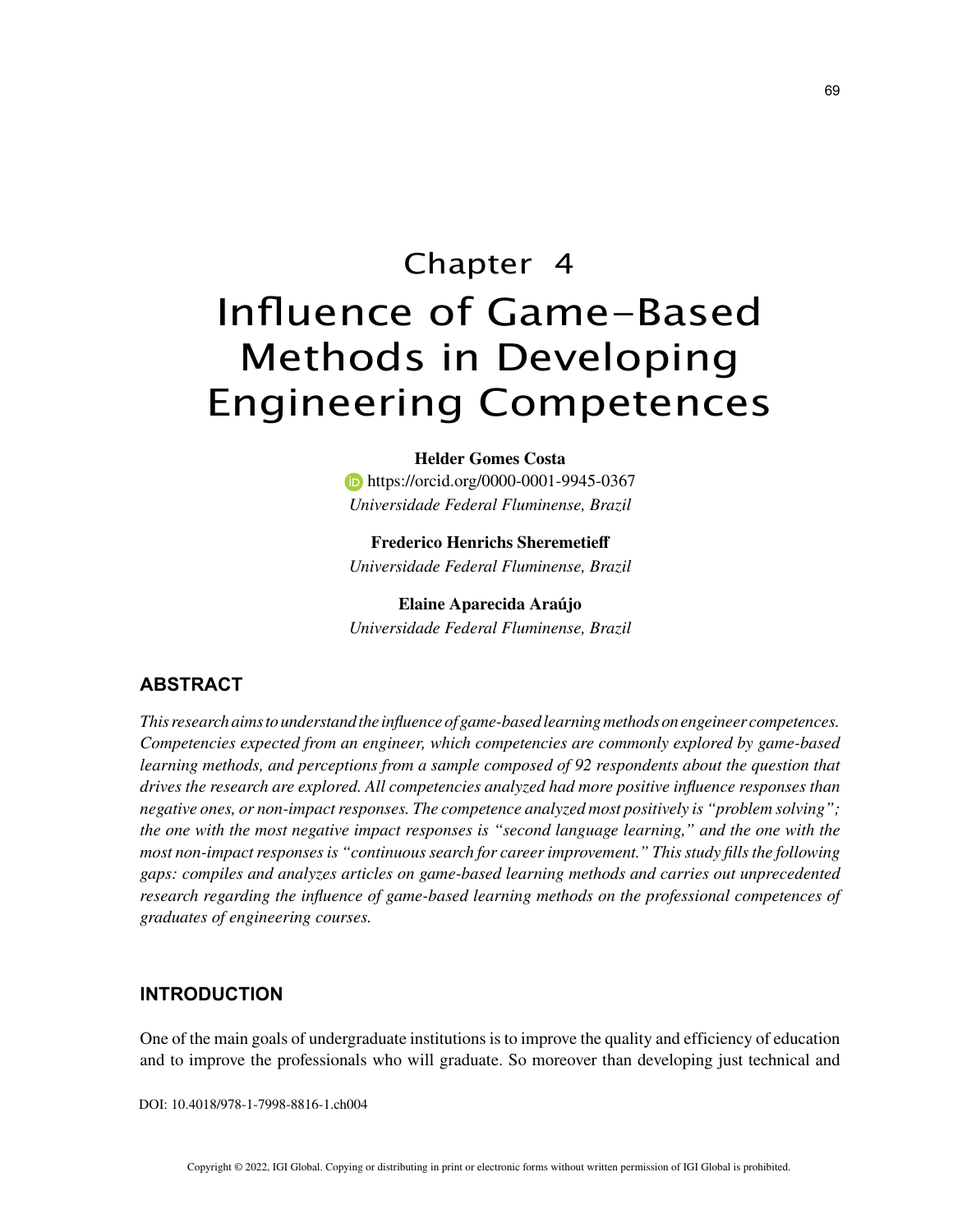# Chapter 4
# Influence of Game-Based Methods in Developing Engineering Competences

**Helder Gomes Costa**
https://orcid.org/0000-0001-9945-0367
*Universidade Federal Fluminense, Brazil*

**Frederico Henrichs Sheremetieff**
*Universidade Federal Fluminense, Brazil*

**Elaine Aparecida Araújo**
*Universidade Federal Fluminense, Brazil*

## ABSTRACT

*This research aims to understand the influence of game-based learning methods on engeineer competences. Competencies expected from an engineer, which competencies are commonly explored by game-based learning methods, and perceptions from a sample composed of 92 respondents about the question that drives the research are explored. All competencies analyzed had more positive influence responses than negative ones, or non-impact responses. The competence analyzed most positively is "problem solving"; the one with the most negative impact responses is "second language learning," and the one with the most non-impact responses is "continuous search for career improvement." This study fills the following gaps: compiles and analyzes articles on game-based learning methods and carries out unprecedented research regarding the influence of game-based learning methods on the professional competences of graduates of engineering courses.*

## INTRODUCTION

One of the main goals of undergraduate institutions is to improve the quality and efficiency of education and to improve the professionals who will graduate. So moreover than developing just technical and

DOI: 10.4018/978-1-7998-8816-1.ch004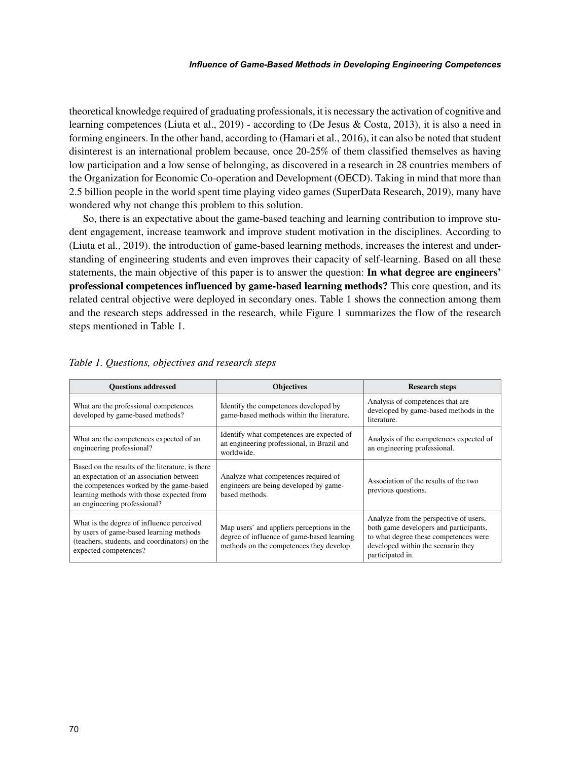theoretical knowledge required of graduating professionals, it is necessary the activation of cognitive and learning competences (Liuta et al., 2019) - according to (De Jesus & Costa, 2013), it is also a need in forming engineers. In the other hand, according to (Hamari et al., 2016), it can also be noted that student disinterest is an international problem because, once 20-25% of them classified themselves as having low participation and a low sense of belonging, as discovered in a research in 28 countries members of the Organization for Economic Co-operation and Development (OECD). Taking in mind that more than 2.5 billion people in the world spent time playing video games (SuperData Research, 2019), many have wondered why not change this problem to this solution.

So, there is an expectative about the game-based teaching and learning contribution to improve student engagement, increase teamwork and improve student motivation in the disciplines. According to (Liuta et al., 2019). the introduction of game-based learning methods, increases the interest and understanding of engineering students and even improves their capacity of self-learning. Based on all these statements, the main objective of this paper is to answer the question: **In what degree are engineers' professional competences influenced by game-based learning methods?** This core question, and its related central objective were deployed in secondary ones. Table 1 shows the connection among them and the research steps addressed in the research, while Figure 1 summarizes the flow of the research steps mentioned in Table 1.

*Table 1. Questions, objectives and research steps*

| Questions addressed | Objectives | Research steps |
| --- | --- | --- |
| What are the professional competences developed by game-based methods? | Identify the competences developed by game-based methods within the literature. | Analysis of competences that are developed by game-based methods in the literature. |
| What are the competences expected of an engineering professional? | Identify what competences are expected of an engineering professional, in Brazil and worldwide. | Analysis of the competences expected of an engineering professional. |
| Based on the results of the literature, is there an expectation of an association between the competences worked by the game-based learning methods with those expected from an engineering professional? | Analyze what competences required of engineers are being developed by game-based methods. | Association of the results of the two previous questions. |
| What is the degree of influence perceived by users of game-based learning methods (teachers, students, and coordinators) on the expected competences? | Map users' and appliers perceptions in the degree of influence of game-based learning methods on the competences they develop. | Analyze from the perspective of users, both game developers and participants, to what degree these competences were developed within the scenario they participated in. |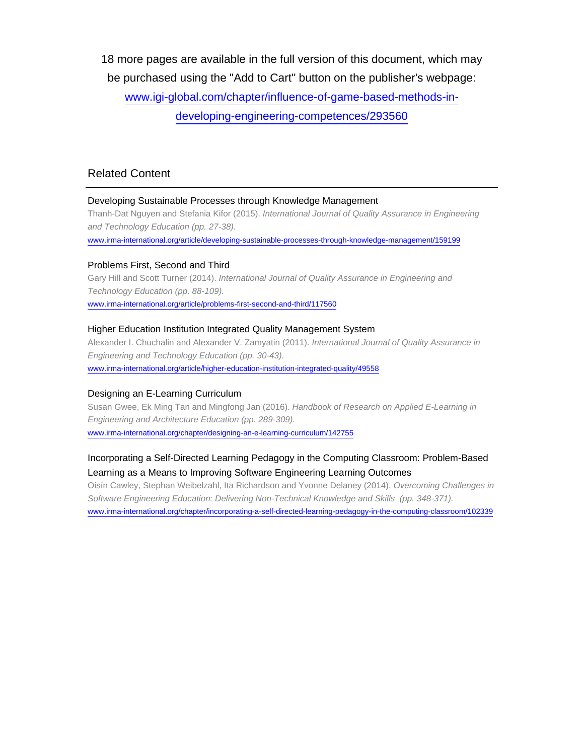18 more pages are available in the full version of this document, which may be purchased using the "Add to Cart" button on the publisher's webpage: www.igi-global.com/chapter/influence-of-game-based-methods-in-developing-engineering-competences/293560

## Related Content

Developing Sustainable Processes through Knowledge Management
Thanh-Dat Nguyen and Stefania Kifor (2015). *International Journal of Quality Assurance in Engineering and Technology Education (pp. 27-38).*
www.irma-international.org/article/developing-sustainable-processes-through-knowledge-management/159199

Problems First, Second and Third
Gary Hill and Scott Turner (2014). *International Journal of Quality Assurance in Engineering and Technology Education (pp. 88-109).*
www.irma-international.org/article/problems-first-second-and-third/117560

Higher Education Institution Integrated Quality Management System
Alexander I. Chuchalin and Alexander V. Zamyatin (2011). *International Journal of Quality Assurance in Engineering and Technology Education (pp. 30-43).*
www.irma-international.org/article/higher-education-institution-integrated-quality/49558

Designing an E-Learning Curriculum
Susan Gwee, Ek Ming Tan and Mingfong Jan (2016). *Handbook of Research on Applied E-Learning in Engineering and Architecture Education (pp. 289-309).*
www.irma-international.org/chapter/designing-an-e-learning-curriculum/142755

Incorporating a Self-Directed Learning Pedagogy in the Computing Classroom: Problem-Based Learning as a Means to Improving Software Engineering Learning Outcomes
Oisín Cawley, Stephan Weibelzahl, Ita Richardson and Yvonne Delaney (2014). *Overcoming Challenges in Software Engineering Education: Delivering Non-Technical Knowledge and Skills (pp. 348-371).*
www.irma-international.org/chapter/incorporating-a-self-directed-learning-pedagogy-in-the-computing-classroom/102339